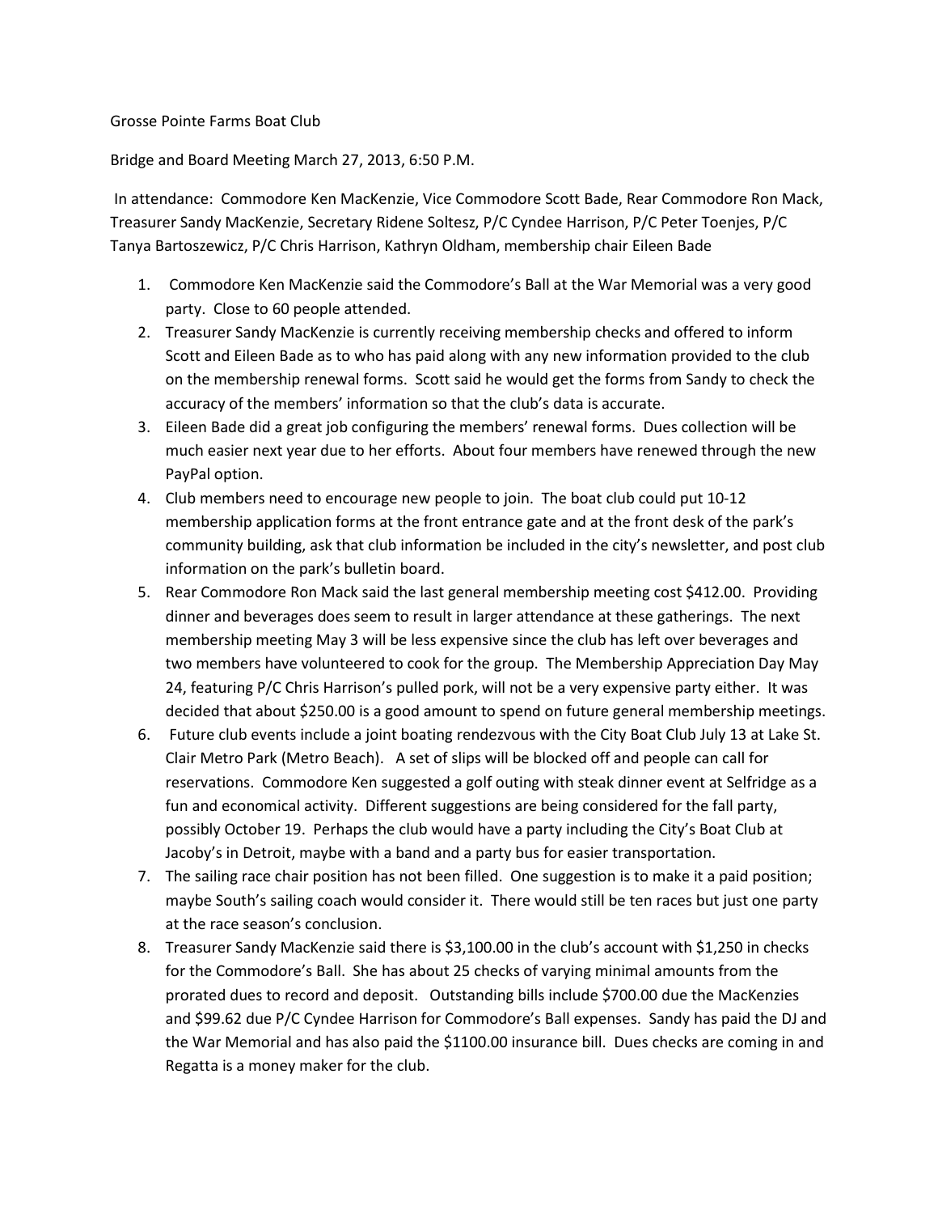Grosse Pointe Farms Boat Club

Bridge and Board Meeting March 27, 2013, 6:50 P.M.

In attendance: Commodore Ken MacKenzie, Vice Commodore Scott Bade, Rear Commodore Ron Mack, Treasurer Sandy MacKenzie, Secretary Ridene Soltesz, P/C Cyndee Harrison, P/C Peter Toenjes, P/C Tanya Bartoszewicz, P/C Chris Harrison, Kathryn Oldham, membership chair Eileen Bade

1. Commodore Ken MacKenzie said the Commodore's Ball at the War Memorial was a very good party. Close to 60 people attended.
2. Treasurer Sandy MacKenzie is currently receiving membership checks and offered to inform Scott and Eileen Bade as to who has paid along with any new information provided to the club on the membership renewal forms. Scott said he would get the forms from Sandy to check the accuracy of the members' information so that the club's data is accurate.
3. Eileen Bade did a great job configuring the members' renewal forms. Dues collection will be much easier next year due to her efforts. About four members have renewed through the new PayPal option.
4. Club members need to encourage new people to join. The boat club could put 10-12 membership application forms at the front entrance gate and at the front desk of the park's community building, ask that club information be included in the city's newsletter, and post club information on the park's bulletin board.
5. Rear Commodore Ron Mack said the last general membership meeting cost $412.00. Providing dinner and beverages does seem to result in larger attendance at these gatherings. The next membership meeting May 3 will be less expensive since the club has left over beverages and two members have volunteered to cook for the group. The Membership Appreciation Day May 24, featuring P/C Chris Harrison's pulled pork, will not be a very expensive party either. It was decided that about $250.00 is a good amount to spend on future general membership meetings.
6. Future club events include a joint boating rendezvous with the City Boat Club July 13 at Lake St. Clair Metro Park (Metro Beach). A set of slips will be blocked off and people can call for reservations. Commodore Ken suggested a golf outing with steak dinner event at Selfridge as a fun and economical activity. Different suggestions are being considered for the fall party, possibly October 19. Perhaps the club would have a party including the City's Boat Club at Jacoby's in Detroit, maybe with a band and a party bus for easier transportation.
7. The sailing race chair position has not been filled. One suggestion is to make it a paid position; maybe South's sailing coach would consider it. There would still be ten races but just one party at the race season's conclusion.
8. Treasurer Sandy MacKenzie said there is $3,100.00 in the club's account with $1,250 in checks for the Commodore's Ball. She has about 25 checks of varying minimal amounts from the prorated dues to record and deposit. Outstanding bills include $700.00 due the MacKenzies and $99.62 due P/C Cyndee Harrison for Commodore's Ball expenses. Sandy has paid the DJ and the War Memorial and has also paid the $1100.00 insurance bill. Dues checks are coming in and Regatta is a money maker for the club.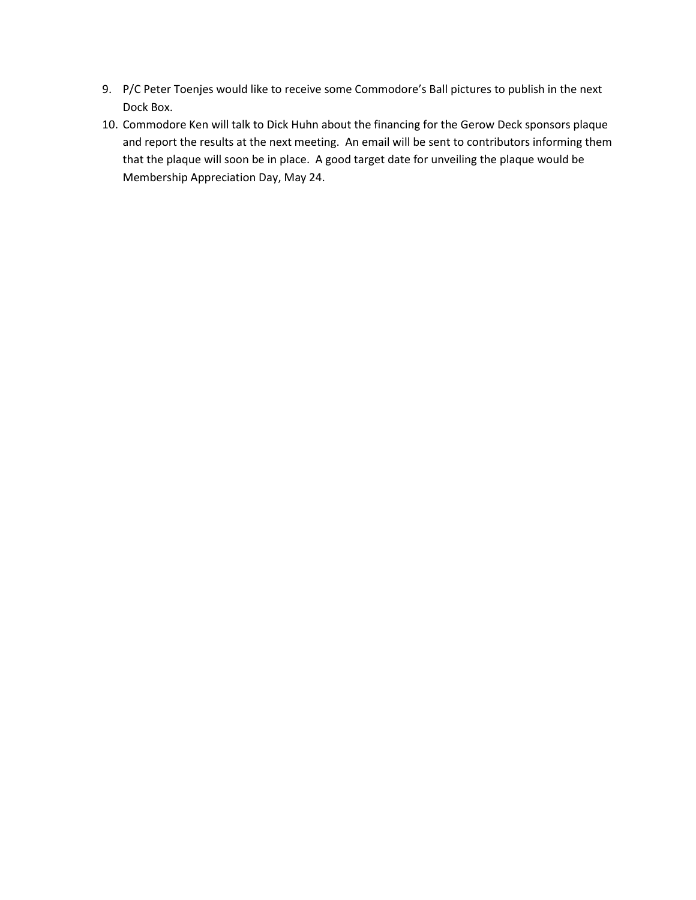9. P/C Peter Toenjes would like to receive some Commodore's Ball pictures to publish in the next Dock Box.
10. Commodore Ken will talk to Dick Huhn about the financing for the Gerow Deck sponsors plaque and report the results at the next meeting. An email will be sent to contributors informing them that the plaque will soon be in place. A good target date for unveiling the plaque would be Membership Appreciation Day, May 24.